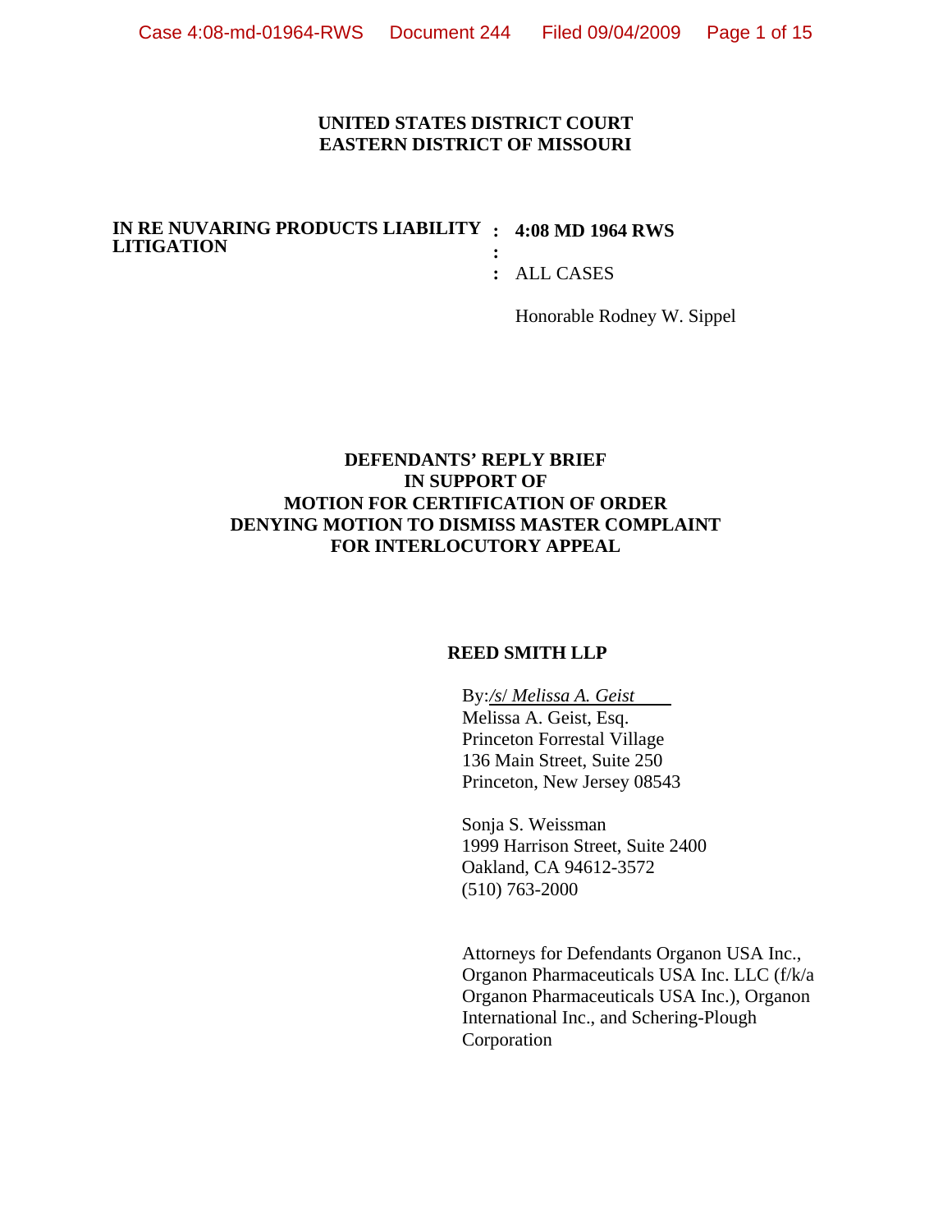**UNITED STATES DISTRICT COURT**
**EASTERN DISTRICT OF MISSOURI**

| | | |
|---|---|---|
| **IN RE NUVARING PRODUCTS LIABILITY LITIGATION** | : | **4:08 MD 1964 RWS** |
| | : | |
| | : | ALL CASES |
| | | Honorable Rodney W. Sippel |

**DEFENDANTS' REPLY BRIEF**
**IN SUPPORT OF**
**MOTION FOR CERTIFICATION OF ORDER**
**DENYING MOTION TO DISMISS MASTER COMPLAINT**
**FOR INTERLOCUTORY APPEAL**

**REED SMITH LLP**

By: */s/ Melissa A. Geist*
Melissa A. Geist, Esq.
Princeton Forrestal Village
136 Main Street, Suite 250
Princeton, New Jersey 08543

Sonja S. Weissman
1999 Harrison Street, Suite 2400
Oakland, CA 94612-3572
(510) 763-2000

Attorneys for Defendants Organon USA Inc., Organon Pharmaceuticals USA Inc. LLC (f/k/a Organon Pharmaceuticals USA Inc.), Organon International Inc., and Schering-Plough Corporation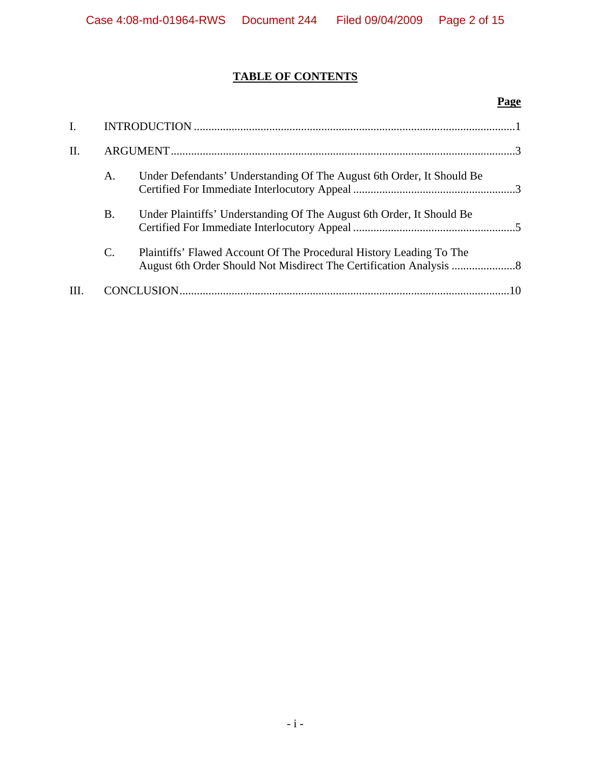## TABLE OF CONTENTS

| | | Page |
|---|---|---|
| I. | INTRODUCTION | 1 |
| II. | ARGUMENT | 3 |
| | A. Under Defendants' Understanding Of The August 6th Order, It Should Be Certified For Immediate Interlocutory Appeal | 3 |
| | B. Under Plaintiffs' Understanding Of The August 6th Order, It Should Be Certified For Immediate Interlocutory Appeal | 5 |
| | C. Plaintiffs' Flawed Account Of The Procedural History Leading To The August 6th Order Should Not Misdirect The Certification Analysis | 8 |
| III. | CONCLUSION | 10 |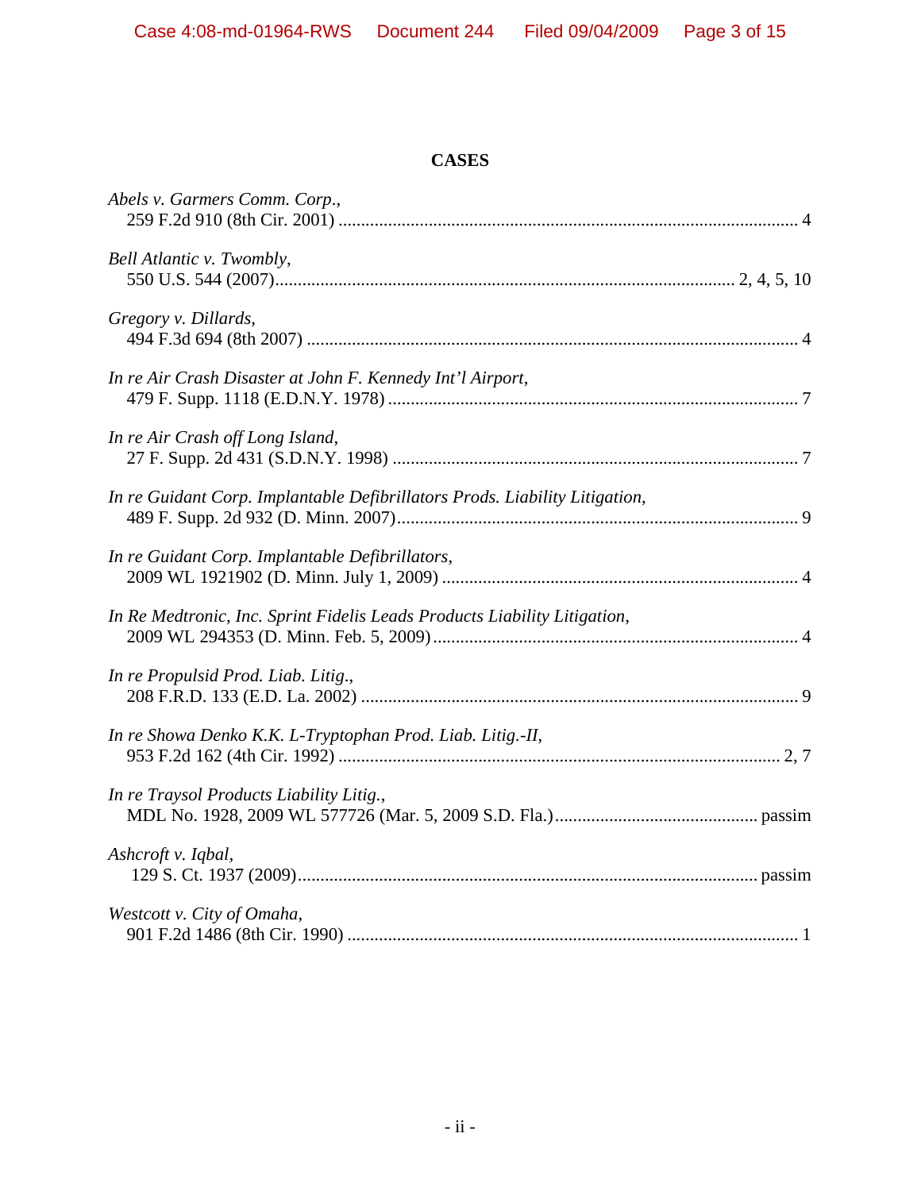# CASES

*Abels v. Garmers Comm. Corp.*,
259 F.2d 910 (8th Cir. 2001) .......... 4

*Bell Atlantic v. Twombly*,
550 U.S. 544 (2007).......... 2, 4, 5, 10

*Gregory v. Dillards*,
494 F.3d 694 (8th 2007) .......... 4

*In re Air Crash Disaster at John F. Kennedy Int'l Airport*,
479 F. Supp. 1118 (E.D.N.Y. 1978) .......... 7

*In re Air Crash off Long Island*,
27 F. Supp. 2d 431 (S.D.N.Y. 1998) .......... 7

*In re Guidant Corp. Implantable Defibrillators Prods. Liability Litigation*,
489 F. Supp. 2d 932 (D. Minn. 2007).......... 9

*In re Guidant Corp. Implantable Defibrillators*,
2009 WL 1921902 (D. Minn. July 1, 2009) .......... 4

*In Re Medtronic, Inc. Sprint Fidelis Leads Products Liability Litigation*,
2009 WL 294353 (D. Minn. Feb. 5, 2009) .......... 4

*In re Propulsid Prod. Liab. Litig.*,
208 F.R.D. 133 (E.D. La. 2002) .......... 9

*In re Showa Denko K.K. L-Tryptophan Prod. Liab. Litig.-II*,
953 F.2d 162 (4th Cir. 1992) .......... 2, 7

*In re Traysol Products Liability Litig.*,
MDL No. 1928, 2009 WL 577726 (Mar. 5, 2009 S.D. Fla.).......... passim

*Ashcroft v. Iqbal*,
129 S. Ct. 1937 (2009).......... passim

*Westcott v. City of Omaha*,
901 F.2d 1486 (8th Cir. 1990) .......... 1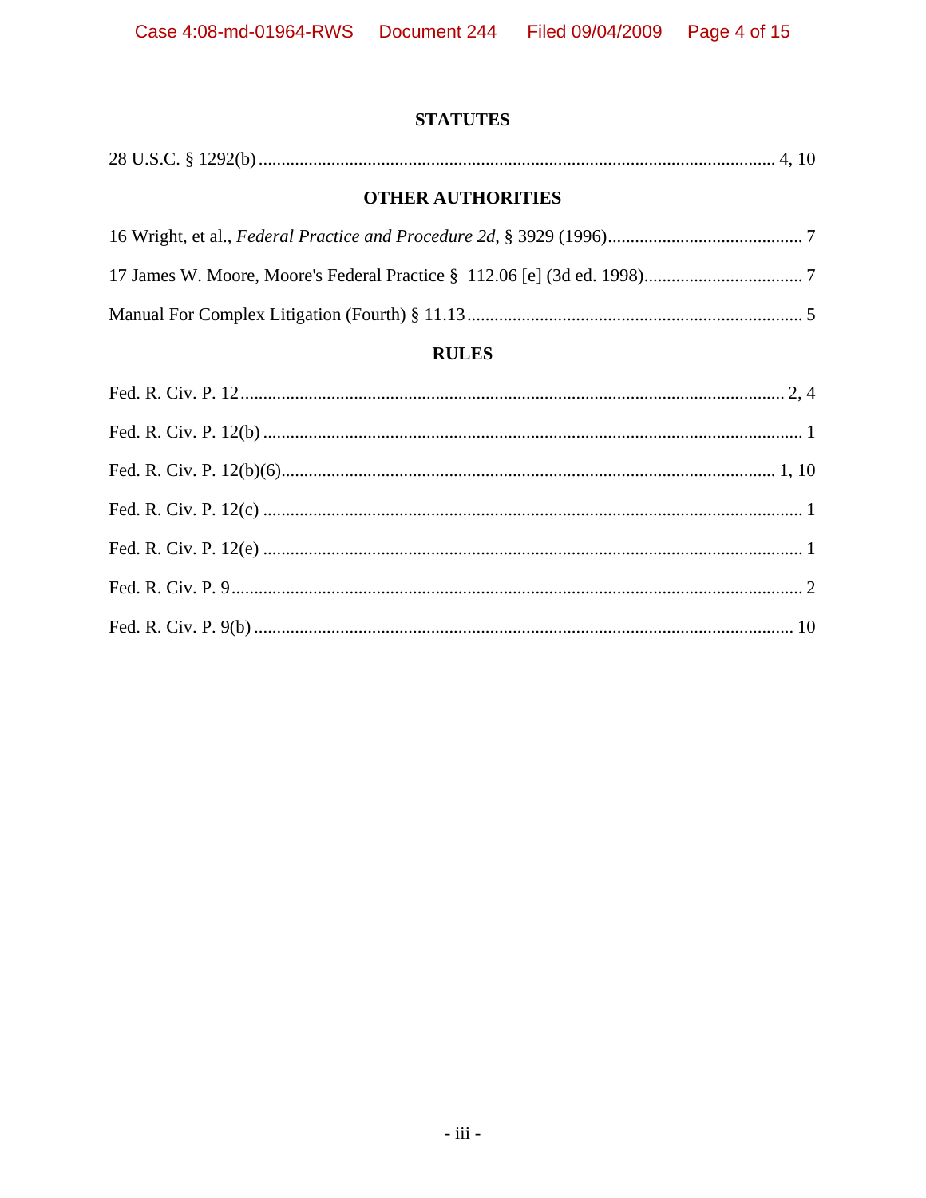## STATUTES

28 U.S.C. § 1292(b) .................................................................................................................. 4, 10

## OTHER AUTHORITIES

16 Wright, et al., *Federal Practice and Procedure 2d*, § 3929 (1996)........................................... 7

17 James W. Moore, Moore's Federal Practice § 112.06 [e] (3d ed. 1998)................................... 7

Manual For Complex Litigation (Fourth) § 11.13.......................................................................... 5

## RULES

Fed. R. Civ. P. 12....................................................................................................................... 2, 4

Fed. R. Civ. P. 12(b) ....................................................................................................................... 1

Fed. R. Civ. P. 12(b)(6)............................................................................................................. 1, 10

Fed. R. Civ. P. 12(c) ....................................................................................................................... 1

Fed. R. Civ. P. 12(e) ....................................................................................................................... 1

Fed. R. Civ. P. 9.............................................................................................................................. 2

Fed. R. Civ. P. 9(b) ....................................................................................................................... 10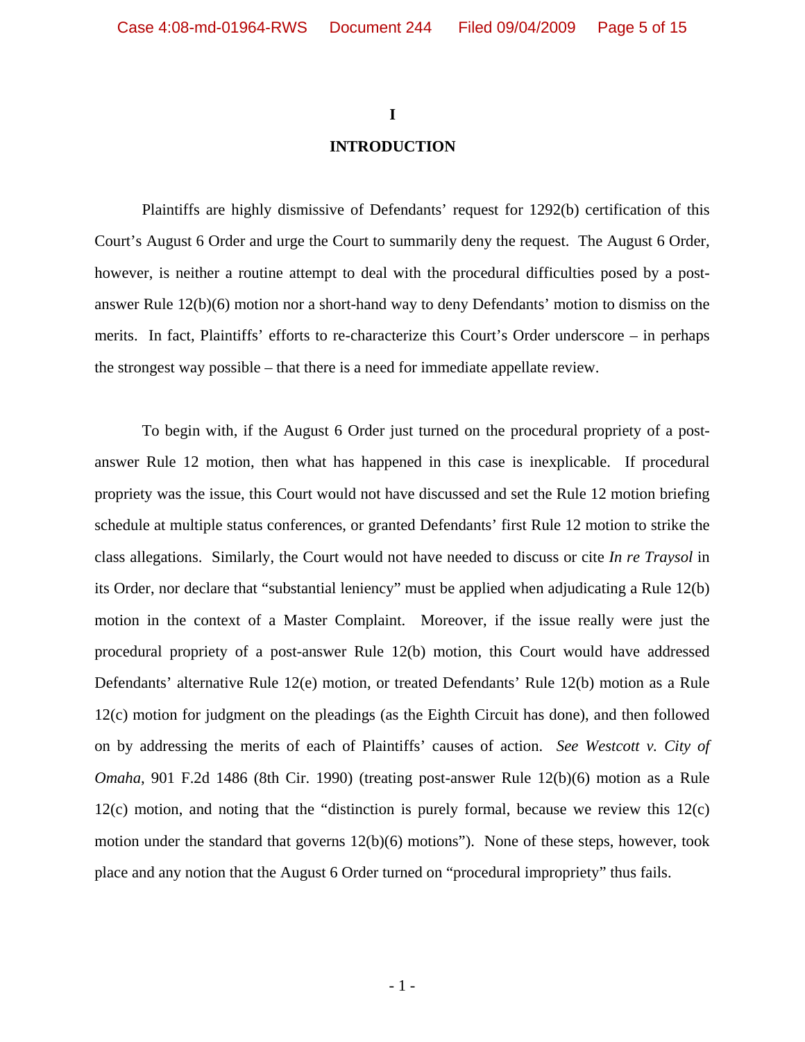# I

# INTRODUCTION

Plaintiffs are highly dismissive of Defendants' request for 1292(b) certification of this Court's August 6 Order and urge the Court to summarily deny the request. The August 6 Order, however, is neither a routine attempt to deal with the procedural difficulties posed by a post-answer Rule 12(b)(6) motion nor a short-hand way to deny Defendants' motion to dismiss on the merits. In fact, Plaintiffs' efforts to re-characterize this Court's Order underscore – in perhaps the strongest way possible – that there is a need for immediate appellate review.

To begin with, if the August 6 Order just turned on the procedural propriety of a post-answer Rule 12 motion, then what has happened in this case is inexplicable. If procedural propriety was the issue, this Court would not have discussed and set the Rule 12 motion briefing schedule at multiple status conferences, or granted Defendants' first Rule 12 motion to strike the class allegations. Similarly, the Court would not have needed to discuss or cite *In re Traysol* in its Order, nor declare that "substantial leniency" must be applied when adjudicating a Rule 12(b) motion in the context of a Master Complaint. Moreover, if the issue really were just the procedural propriety of a post-answer Rule 12(b) motion, this Court would have addressed Defendants' alternative Rule 12(e) motion, or treated Defendants' Rule 12(b) motion as a Rule 12(c) motion for judgment on the pleadings (as the Eighth Circuit has done), and then followed on by addressing the merits of each of Plaintiffs' causes of action. *See Westcott v. City of Omaha*, 901 F.2d 1486 (8th Cir. 1990) (treating post-answer Rule 12(b)(6) motion as a Rule 12(c) motion, and noting that the "distinction is purely formal, because we review this 12(c) motion under the standard that governs 12(b)(6) motions"). None of these steps, however, took place and any notion that the August 6 Order turned on "procedural impropriety" thus fails.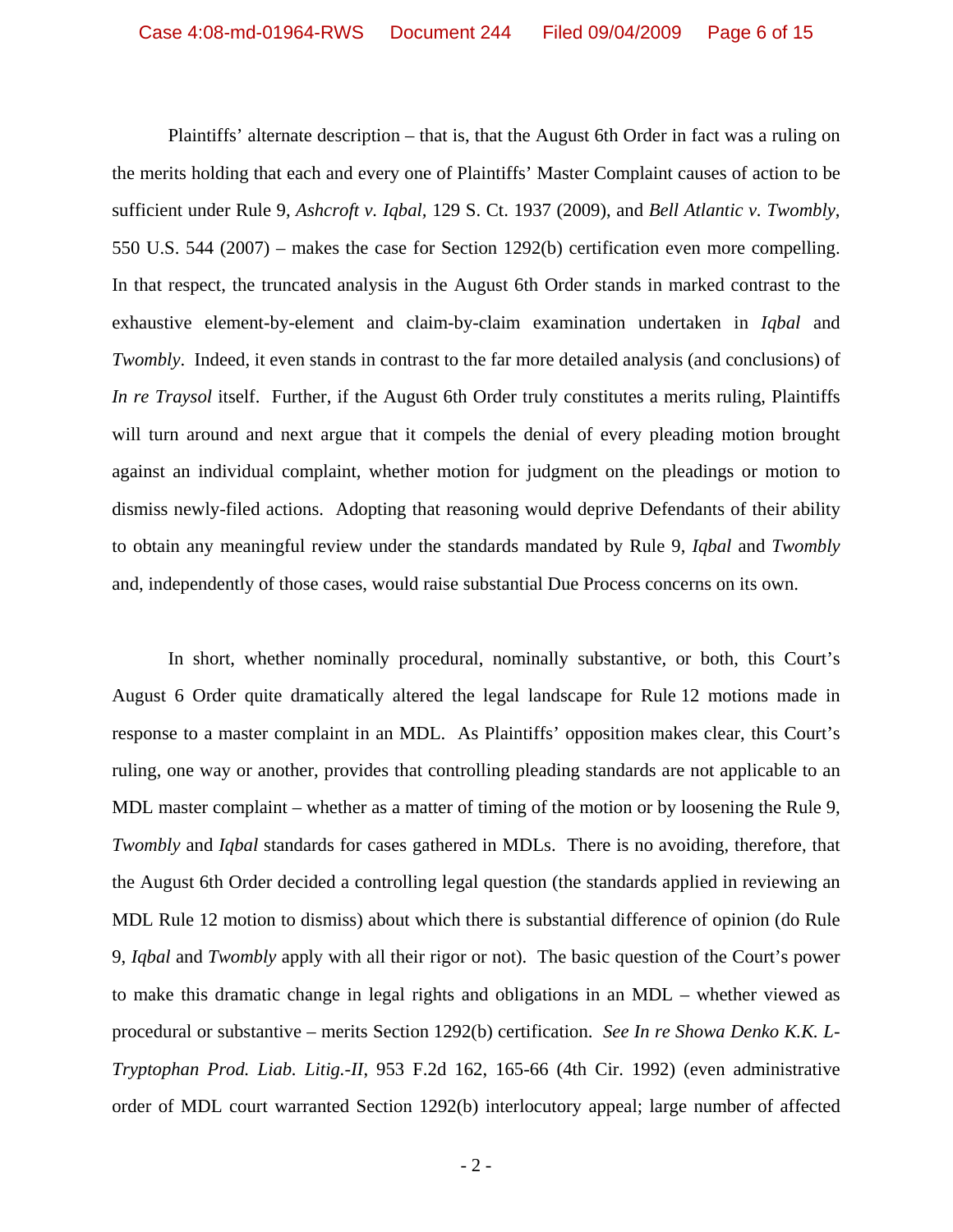Plaintiffs' alternate description – that is, that the August 6th Order in fact was a ruling on the merits holding that each and every one of Plaintiffs' Master Complaint causes of action to be sufficient under Rule 9, *Ashcroft v. Iqbal*, 129 S. Ct. 1937 (2009), and *Bell Atlantic v. Twombly*, 550 U.S. 544 (2007) – makes the case for Section 1292(b) certification even more compelling. In that respect, the truncated analysis in the August 6th Order stands in marked contrast to the exhaustive element-by-element and claim-by-claim examination undertaken in *Iqbal* and *Twombly*. Indeed, it even stands in contrast to the far more detailed analysis (and conclusions) of *In re Traysol* itself. Further, if the August 6th Order truly constitutes a merits ruling, Plaintiffs will turn around and next argue that it compels the denial of every pleading motion brought against an individual complaint, whether motion for judgment on the pleadings or motion to dismiss newly-filed actions. Adopting that reasoning would deprive Defendants of their ability to obtain any meaningful review under the standards mandated by Rule 9, *Iqbal* and *Twombly* and, independently of those cases, would raise substantial Due Process concerns on its own.

In short, whether nominally procedural, nominally substantive, or both, this Court's August 6 Order quite dramatically altered the legal landscape for Rule 12 motions made in response to a master complaint in an MDL. As Plaintiffs' opposition makes clear, this Court's ruling, one way or another, provides that controlling pleading standards are not applicable to an MDL master complaint – whether as a matter of timing of the motion or by loosening the Rule 9, *Twombly* and *Iqbal* standards for cases gathered in MDLs. There is no avoiding, therefore, that the August 6th Order decided a controlling legal question (the standards applied in reviewing an MDL Rule 12 motion to dismiss) about which there is substantial difference of opinion (do Rule 9, *Iqbal* and *Twombly* apply with all their rigor or not). The basic question of the Court's power to make this dramatic change in legal rights and obligations in an MDL – whether viewed as procedural or substantive – merits Section 1292(b) certification. *See In re Showa Denko K.K. L-Tryptophan Prod. Liab. Litig.-II*, 953 F.2d 162, 165-66 (4th Cir. 1992) (even administrative order of MDL court warranted Section 1292(b) interlocutory appeal; large number of affected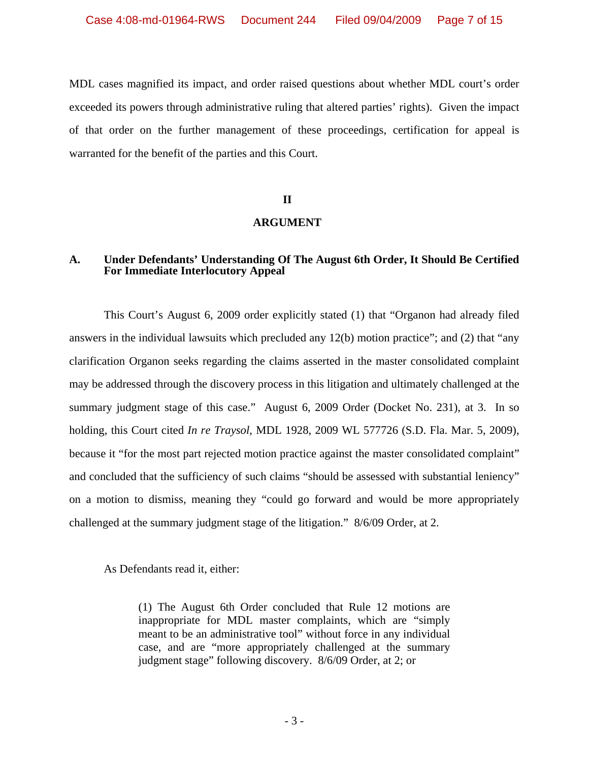MDL cases magnified its impact, and order raised questions about whether MDL court's order exceeded its powers through administrative ruling that altered parties' rights). Given the impact of that order on the further management of these proceedings, certification for appeal is warranted for the benefit of the parties and this Court.

## II

## ARGUMENT

### A. Under Defendants' Understanding Of The August 6th Order, It Should Be Certified For Immediate Interlocutory Appeal

This Court's August 6, 2009 order explicitly stated (1) that "Organon had already filed answers in the individual lawsuits which precluded any 12(b) motion practice"; and (2) that "any clarification Organon seeks regarding the claims asserted in the master consolidated complaint may be addressed through the discovery process in this litigation and ultimately challenged at the summary judgment stage of this case." August 6, 2009 Order (Docket No. 231), at 3. In so holding, this Court cited *In re Traysol*, MDL 1928, 2009 WL 577726 (S.D. Fla. Mar. 5, 2009), because it "for the most part rejected motion practice against the master consolidated complaint" and concluded that the sufficiency of such claims "should be assessed with substantial leniency" on a motion to dismiss, meaning they "could go forward and would be more appropriately challenged at the summary judgment stage of the litigation." 8/6/09 Order, at 2.

As Defendants read it, either:

> (1) The August 6th Order concluded that Rule 12 motions are inappropriate for MDL master complaints, which are "simply meant to be an administrative tool" without force in any individual case, and are "more appropriately challenged at the summary judgment stage" following discovery. 8/6/09 Order, at 2; or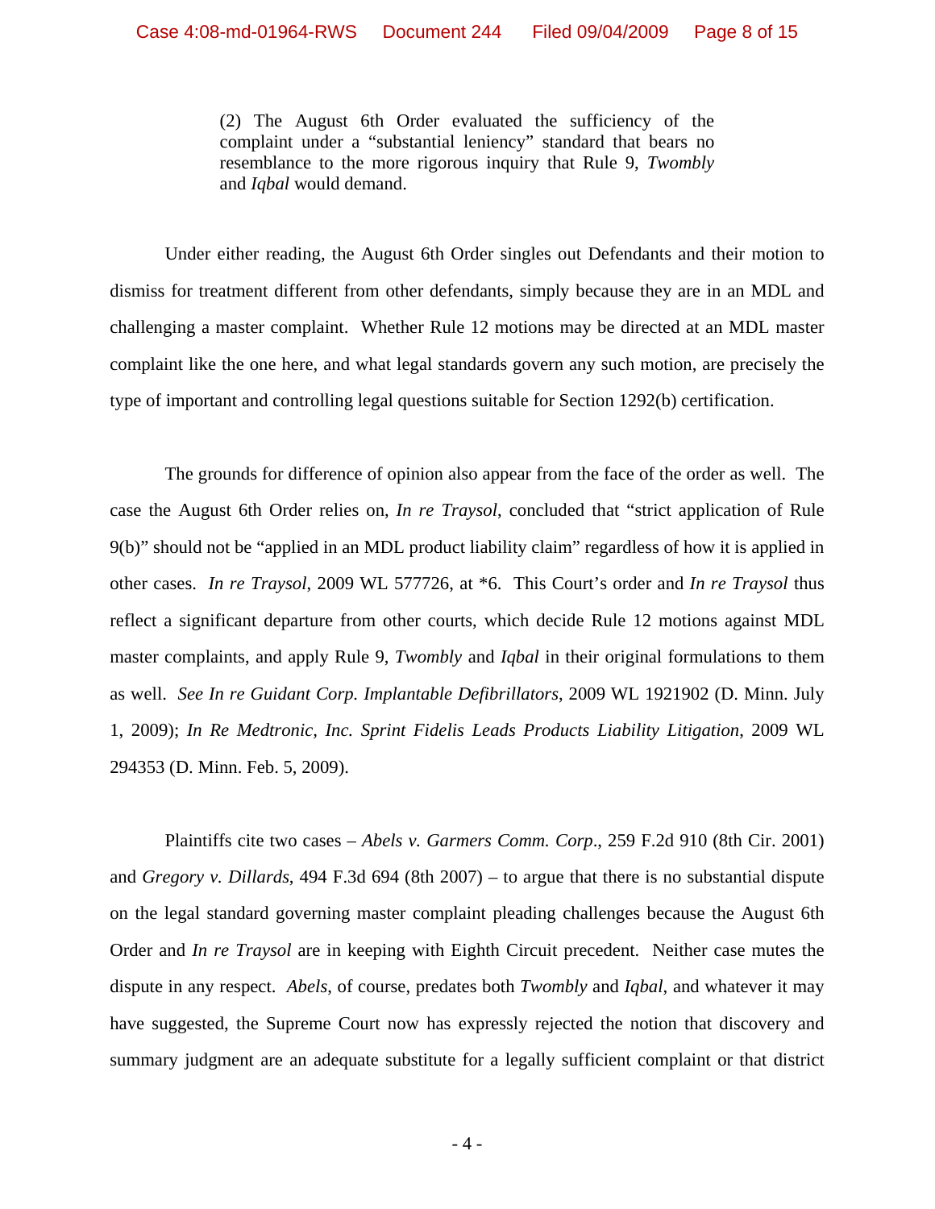> (2) The August 6th Order evaluated the sufficiency of the complaint under a "substantial leniency" standard that bears no resemblance to the more rigorous inquiry that Rule 9, *Twombly* and *Iqbal* would demand.

Under either reading, the August 6th Order singles out Defendants and their motion to dismiss for treatment different from other defendants, simply because they are in an MDL and challenging a master complaint. Whether Rule 12 motions may be directed at an MDL master complaint like the one here, and what legal standards govern any such motion, are precisely the type of important and controlling legal questions suitable for Section 1292(b) certification.

The grounds for difference of opinion also appear from the face of the order as well. The case the August 6th Order relies on, *In re Traysol*, concluded that "strict application of Rule 9(b)" should not be "applied in an MDL product liability claim" regardless of how it is applied in other cases. *In re Traysol*, 2009 WL 577726, at *6. This Court's order and *In re Traysol* thus reflect a significant departure from other courts, which decide Rule 12 motions against MDL master complaints, and apply Rule 9, *Twombly* and *Iqbal* in their original formulations to them as well. *See In re Guidant Corp. Implantable Defibrillators*, 2009 WL 1921902 (D. Minn. July 1, 2009); *In Re Medtronic, Inc. Sprint Fidelis Leads Products Liability Litigation*, 2009 WL 294353 (D. Minn. Feb. 5, 2009).

Plaintiffs cite two cases – *Abels v. Garmers Comm. Corp*., 259 F.2d 910 (8th Cir. 2001) and *Gregory v. Dillards*, 494 F.3d 694 (8th 2007) – to argue that there is no substantial dispute on the legal standard governing master complaint pleading challenges because the August 6th Order and *In re Traysol* are in keeping with Eighth Circuit precedent. Neither case mutes the dispute in any respect. *Abels*, of course, predates both *Twombly* and *Iqbal*, and whatever it may have suggested, the Supreme Court now has expressly rejected the notion that discovery and summary judgment are an adequate substitute for a legally sufficient complaint or that district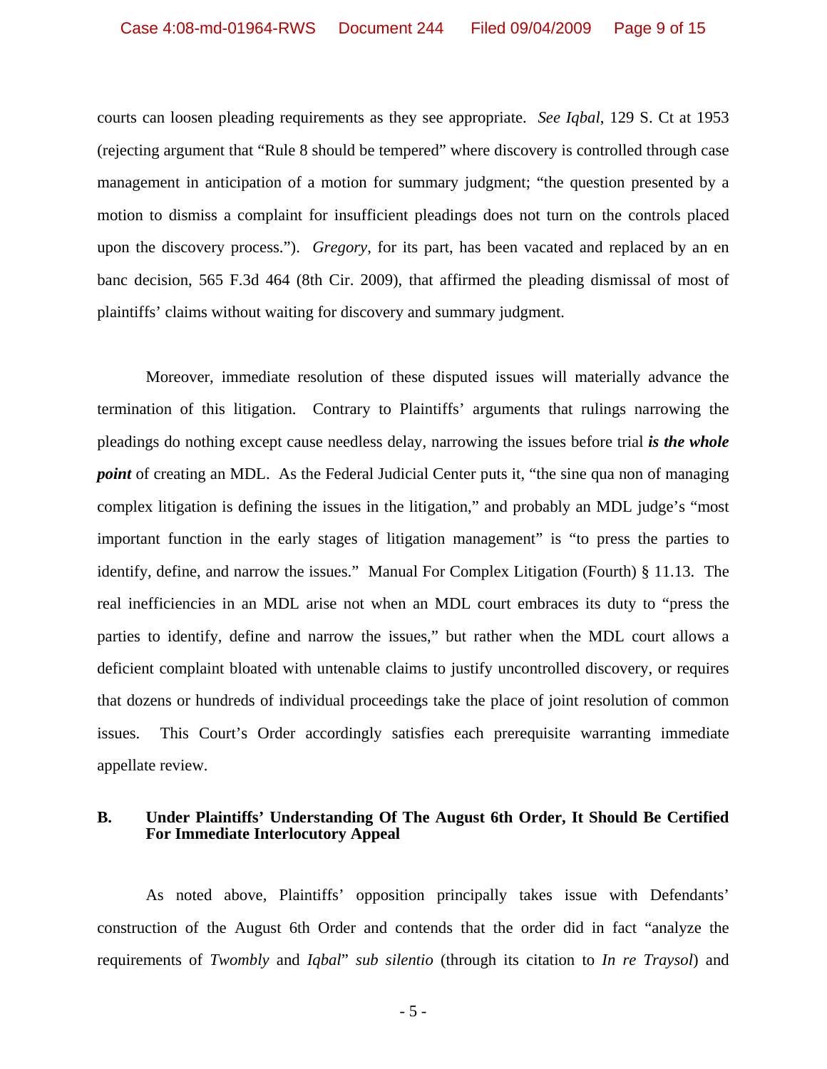courts can loosen pleading requirements as they see appropriate. *See Iqbal*, 129 S. Ct at 1953 (rejecting argument that "Rule 8 should be tempered" where discovery is controlled through case management in anticipation of a motion for summary judgment; "the question presented by a motion to dismiss a complaint for insufficient pleadings does not turn on the controls placed upon the discovery process."). *Gregory*, for its part, has been vacated and replaced by an en banc decision, 565 F.3d 464 (8th Cir. 2009), that affirmed the pleading dismissal of most of plaintiffs' claims without waiting for discovery and summary judgment.

Moreover, immediate resolution of these disputed issues will materially advance the termination of this litigation. Contrary to Plaintiffs' arguments that rulings narrowing the pleadings do nothing except cause needless delay, narrowing the issues before trial ***is the whole point*** of creating an MDL. As the Federal Judicial Center puts it, "the sine qua non of managing complex litigation is defining the issues in the litigation," and probably an MDL judge's "most important function in the early stages of litigation management" is "to press the parties to identify, define, and narrow the issues." Manual For Complex Litigation (Fourth) § 11.13. The real inefficiencies in an MDL arise not when an MDL court embraces its duty to "press the parties to identify, define and narrow the issues," but rather when the MDL court allows a deficient complaint bloated with untenable claims to justify uncontrolled discovery, or requires that dozens or hundreds of individual proceedings take the place of joint resolution of common issues. This Court's Order accordingly satisfies each prerequisite warranting immediate appellate review.

### B. Under Plaintiffs' Understanding Of The August 6th Order, It Should Be Certified For Immediate Interlocutory Appeal

As noted above, Plaintiffs' opposition principally takes issue with Defendants' construction of the August 6th Order and contends that the order did in fact "analyze the requirements of *Twombly* and *Iqbal*" *sub silentio* (through its citation to *In re Traysol*) and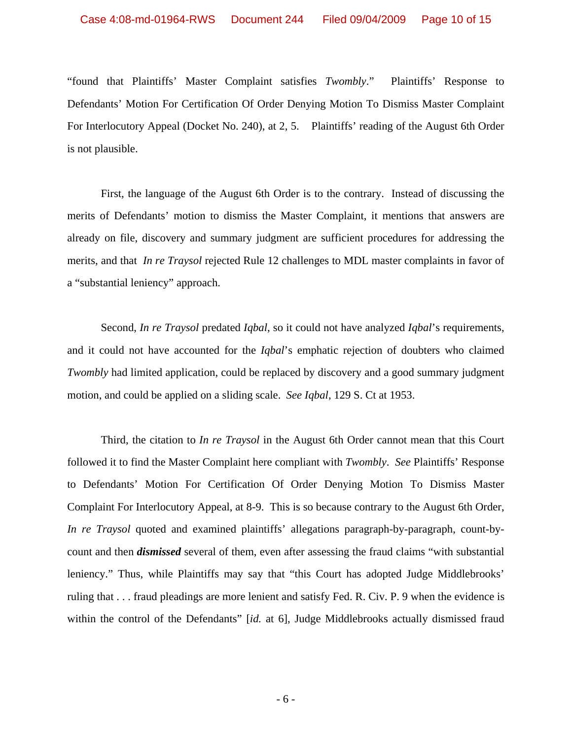"found that Plaintiffs' Master Complaint satisfies *Twombly*." Plaintiffs' Response to Defendants' Motion For Certification Of Order Denying Motion To Dismiss Master Complaint For Interlocutory Appeal (Docket No. 240), at 2, 5. Plaintiffs' reading of the August 6th Order is not plausible.

First, the language of the August 6th Order is to the contrary. Instead of discussing the merits of Defendants' motion to dismiss the Master Complaint, it mentions that answers are already on file, discovery and summary judgment are sufficient procedures for addressing the merits, and that *In re Traysol* rejected Rule 12 challenges to MDL master complaints in favor of a "substantial leniency" approach.

Second, *In re Traysol* predated *Iqbal*, so it could not have analyzed *Iqbal*'s requirements, and it could not have accounted for the *Iqbal*'s emphatic rejection of doubters who claimed *Twombly* had limited application, could be replaced by discovery and a good summary judgment motion, and could be applied on a sliding scale. *See Iqbal*, 129 S. Ct at 1953.

Third, the citation to *In re Traysol* in the August 6th Order cannot mean that this Court followed it to find the Master Complaint here compliant with *Twombly*. *See* Plaintiffs' Response to Defendants' Motion For Certification Of Order Denying Motion To Dismiss Master Complaint For Interlocutory Appeal, at 8-9. This is so because contrary to the August 6th Order, *In re Traysol* quoted and examined plaintiffs' allegations paragraph-by-paragraph, count-by-count and then ***dismissed*** several of them, even after assessing the fraud claims "with substantial leniency." Thus, while Plaintiffs may say that "this Court has adopted Judge Middlebrooks' ruling that . . . fraud pleadings are more lenient and satisfy Fed. R. Civ. P. 9 when the evidence is within the control of the Defendants" [*id.* at 6], Judge Middlebrooks actually dismissed fraud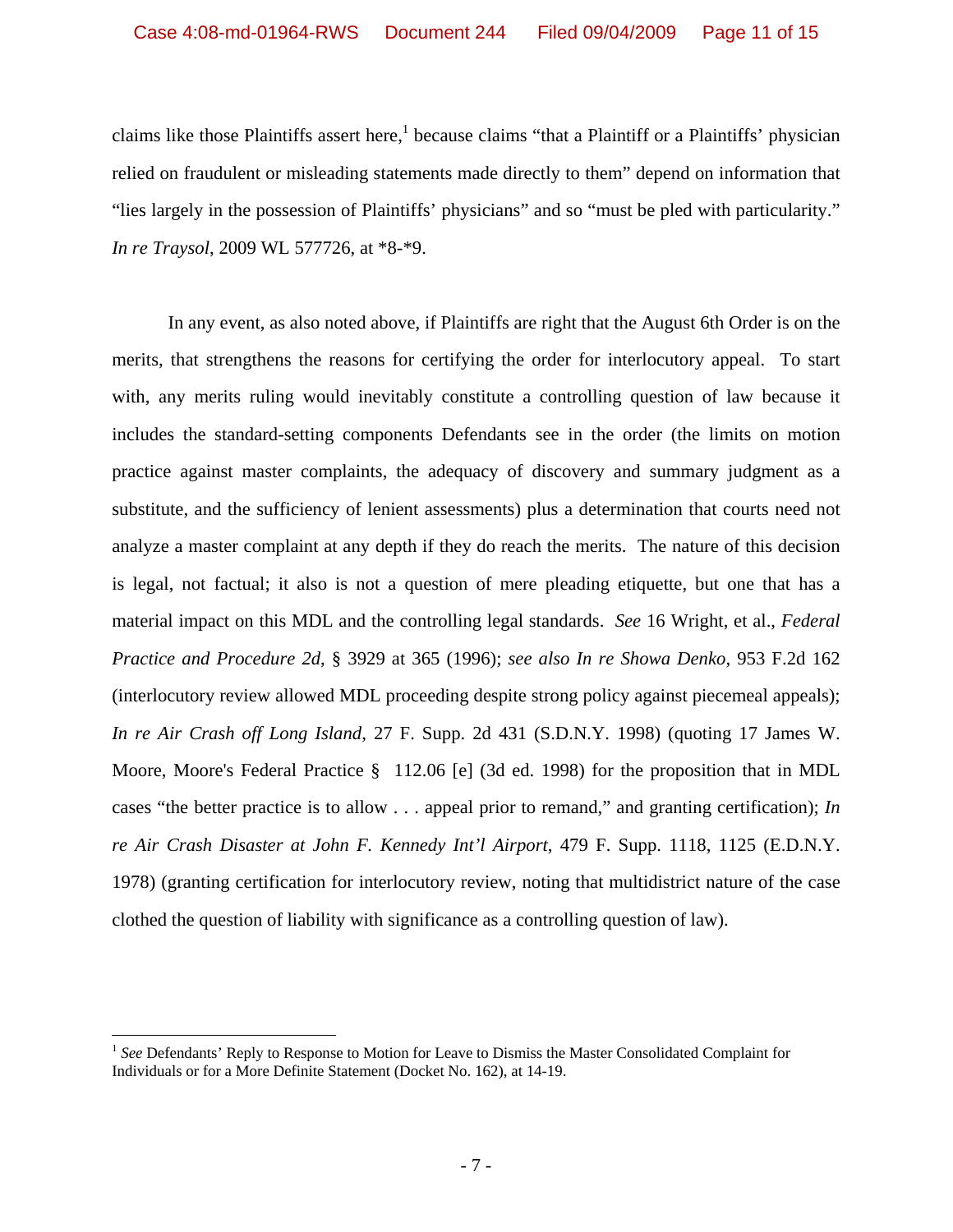claims like those Plaintiffs assert here,[1] because claims "that a Plaintiff or a Plaintiffs' physician relied on fraudulent or misleading statements made directly to them" depend on information that "lies largely in the possession of Plaintiffs' physicians" and so "must be pled with particularity." *In re Traysol*, 2009 WL 577726, at *8-*9.

In any event, as also noted above, if Plaintiffs are right that the August 6th Order is on the merits, that strengthens the reasons for certifying the order for interlocutory appeal. To start with, any merits ruling would inevitably constitute a controlling question of law because it includes the standard-setting components Defendants see in the order (the limits on motion practice against master complaints, the adequacy of discovery and summary judgment as a substitute, and the sufficiency of lenient assessments) plus a determination that courts need not analyze a master complaint at any depth if they do reach the merits. The nature of this decision is legal, not factual; it also is not a question of mere pleading etiquette, but one that has a material impact on this MDL and the controlling legal standards. *See* 16 Wright, et al., *Federal Practice and Procedure 2d*, § 3929 at 365 (1996); *see also In re Showa Denko*, 953 F.2d 162 (interlocutory review allowed MDL proceeding despite strong policy against piecemeal appeals); *In re Air Crash off Long Island*, 27 F. Supp. 2d 431 (S.D.N.Y. 1998) (quoting 17 James W. Moore, Moore's Federal Practice § 112.06 [e] (3d ed. 1998) for the proposition that in MDL cases "the better practice is to allow . . . appeal prior to remand," and granting certification); *In re Air Crash Disaster at John F. Kennedy Int'l Airport*, 479 F. Supp. 1118, 1125 (E.D.N.Y. 1978) (granting certification for interlocutory review, noting that multidistrict nature of the case clothed the question of liability with significance as a controlling question of law).

---

[1] *See* Defendants' Reply to Response to Motion for Leave to Dismiss the Master Consolidated Complaint for Individuals or for a More Definite Statement (Docket No. 162), at 14-19.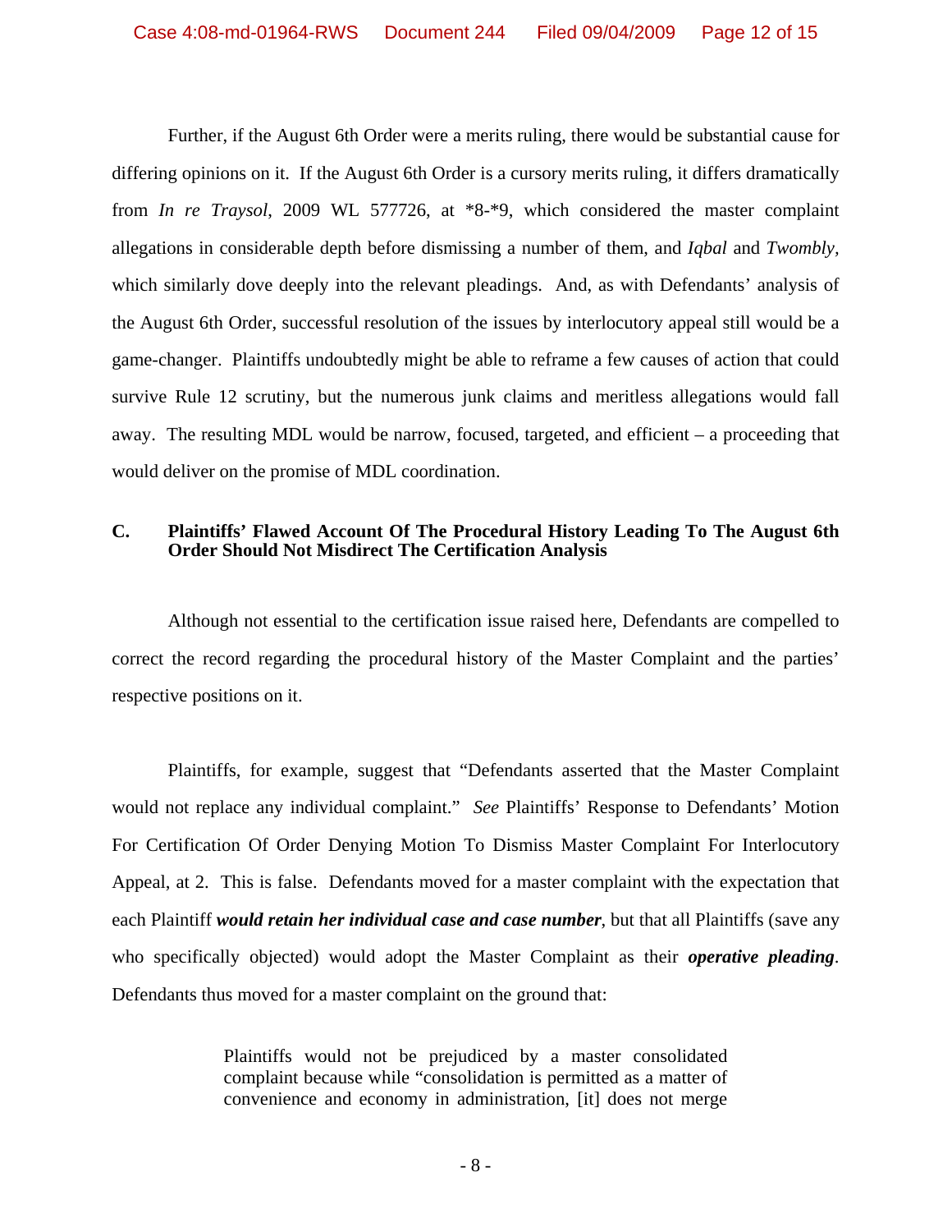Further, if the August 6th Order were a merits ruling, there would be substantial cause for differing opinions on it. If the August 6th Order is a cursory merits ruling, it differs dramatically from *In re Traysol*, 2009 WL 577726, at *8-*9, which considered the master complaint allegations in considerable depth before dismissing a number of them, and *Iqbal* and *Twombly*, which similarly dove deeply into the relevant pleadings. And, as with Defendants' analysis of the August 6th Order, successful resolution of the issues by interlocutory appeal still would be a game-changer. Plaintiffs undoubtedly might be able to reframe a few causes of action that could survive Rule 12 scrutiny, but the numerous junk claims and meritless allegations would fall away. The resulting MDL would be narrow, focused, targeted, and efficient – a proceeding that would deliver on the promise of MDL coordination.

### C. Plaintiffs' Flawed Account Of The Procedural History Leading To The August 6th Order Should Not Misdirect The Certification Analysis

Although not essential to the certification issue raised here, Defendants are compelled to correct the record regarding the procedural history of the Master Complaint and the parties' respective positions on it.

Plaintiffs, for example, suggest that "Defendants asserted that the Master Complaint would not replace any individual complaint." *See* Plaintiffs' Response to Defendants' Motion For Certification Of Order Denying Motion To Dismiss Master Complaint For Interlocutory Appeal, at 2. This is false. Defendants moved for a master complaint with the expectation that each Plaintiff ***would retain her individual case and case number***, but that all Plaintiffs (save any who specifically objected) would adopt the Master Complaint as their ***operative pleading***. Defendants thus moved for a master complaint on the ground that:

> Plaintiffs would not be prejudiced by a master consolidated complaint because while "consolidation is permitted as a matter of convenience and economy in administration, [it] does not merge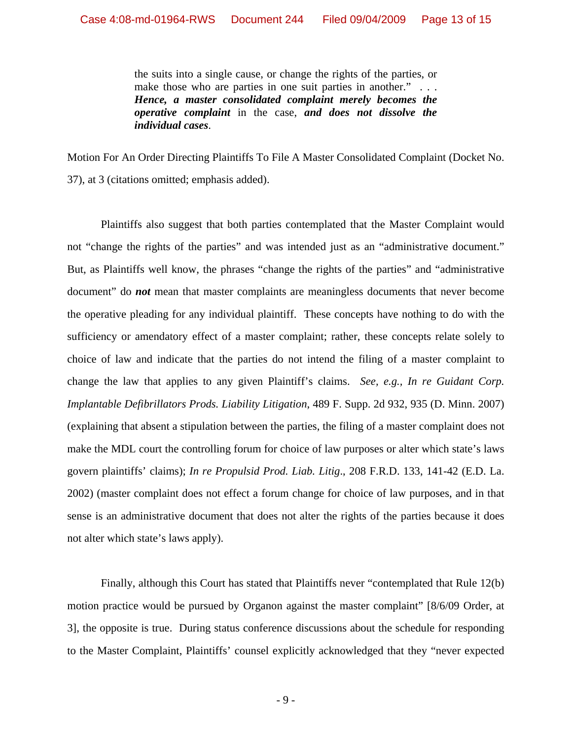> the suits into a single cause, or change the rights of the parties, or make those who are parties in one suit parties in another." . . . ***Hence, a master consolidated complaint merely becomes the operative complaint*** in the case, ***and does not dissolve the individual cases***.

Motion For An Order Directing Plaintiffs To File A Master Consolidated Complaint (Docket No. 37), at 3 (citations omitted; emphasis added).

Plaintiffs also suggest that both parties contemplated that the Master Complaint would not "change the rights of the parties" and was intended just as an "administrative document." But, as Plaintiffs well know, the phrases "change the rights of the parties" and "administrative document" do ***not*** mean that master complaints are meaningless documents that never become the operative pleading for any individual plaintiff. These concepts have nothing to do with the sufficiency or amendatory effect of a master complaint; rather, these concepts relate solely to choice of law and indicate that the parties do not intend the filing of a master complaint to change the law that applies to any given Plaintiff's claims. *See, e.g., In re Guidant Corp. Implantable Defibrillators Prods. Liability Litigation*, 489 F. Supp. 2d 932, 935 (D. Minn. 2007) (explaining that absent a stipulation between the parties, the filing of a master complaint does not make the MDL court the controlling forum for choice of law purposes or alter which state's laws govern plaintiffs' claims); *In re Propulsid Prod. Liab. Litig*., 208 F.R.D. 133, 141-42 (E.D. La. 2002) (master complaint does not effect a forum change for choice of law purposes, and in that sense is an administrative document that does not alter the rights of the parties because it does not alter which state's laws apply).

Finally, although this Court has stated that Plaintiffs never "contemplated that Rule 12(b) motion practice would be pursued by Organon against the master complaint" [8/6/09 Order, at 3], the opposite is true. During status conference discussions about the schedule for responding to the Master Complaint, Plaintiffs' counsel explicitly acknowledged that they "never expected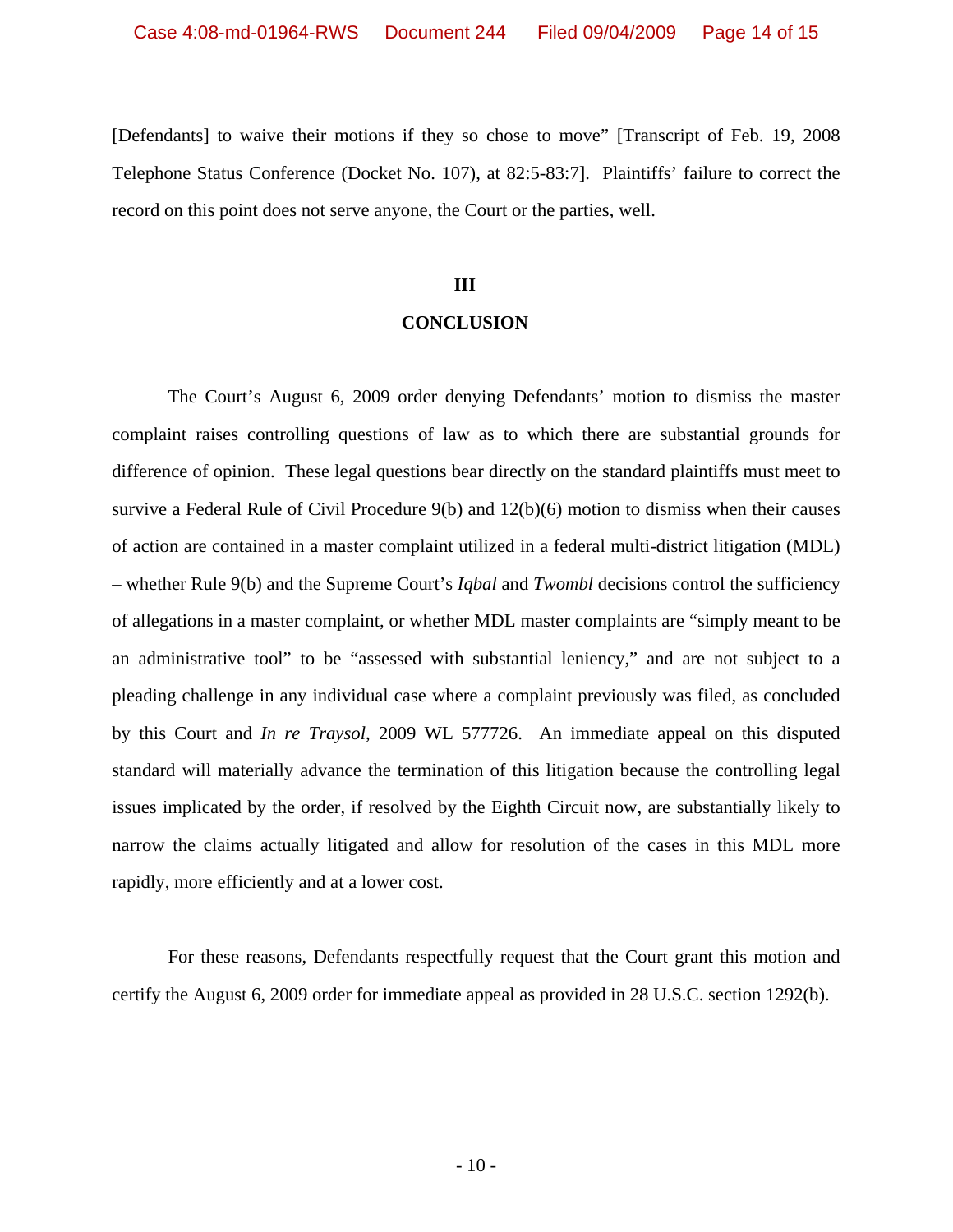[Defendants] to waive their motions if they so chose to move" [Transcript of Feb. 19, 2008 Telephone Status Conference (Docket No. 107), at 82:5-83:7]. Plaintiffs' failure to correct the record on this point does not serve anyone, the Court or the parties, well.

## III

## CONCLUSION

The Court's August 6, 2009 order denying Defendants' motion to dismiss the master complaint raises controlling questions of law as to which there are substantial grounds for difference of opinion. These legal questions bear directly on the standard plaintiffs must meet to survive a Federal Rule of Civil Procedure 9(b) and 12(b)(6) motion to dismiss when their causes of action are contained in a master complaint utilized in a federal multi-district litigation (MDL) – whether Rule 9(b) and the Supreme Court's *Iqbal* and *Twombl* decisions control the sufficiency of allegations in a master complaint, or whether MDL master complaints are "simply meant to be an administrative tool" to be "assessed with substantial leniency," and are not subject to a pleading challenge in any individual case where a complaint previously was filed, as concluded by this Court and *In re Traysol*, 2009 WL 577726. An immediate appeal on this disputed standard will materially advance the termination of this litigation because the controlling legal issues implicated by the order, if resolved by the Eighth Circuit now, are substantially likely to narrow the claims actually litigated and allow for resolution of the cases in this MDL more rapidly, more efficiently and at a lower cost.

For these reasons, Defendants respectfully request that the Court grant this motion and certify the August 6, 2009 order for immediate appeal as provided in 28 U.S.C. section 1292(b).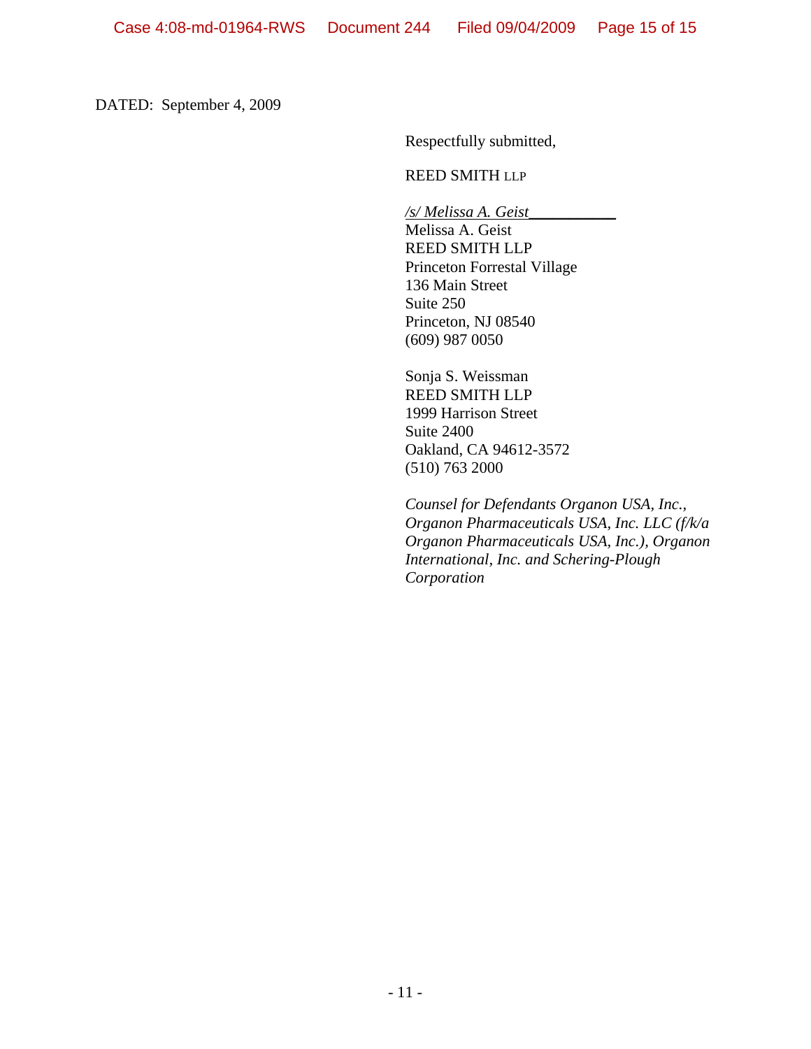DATED: September 4, 2009

Respectfully submitted,

REED SMITH LLP

*/s/ Melissa A. Geist*___________
Melissa A. Geist
REED SMITH LLP
Princeton Forrestal Village
136 Main Street
Suite 250
Princeton, NJ 08540
(609) 987 0050

Sonja S. Weissman
REED SMITH LLP
1999 Harrison Street
Suite 2400
Oakland, CA 94612-3572
(510) 763 2000

*Counsel for Defendants Organon USA, Inc., Organon Pharmaceuticals USA, Inc. LLC (f/k/a Organon Pharmaceuticals USA, Inc.), Organon International, Inc. and Schering-Plough Corporation*